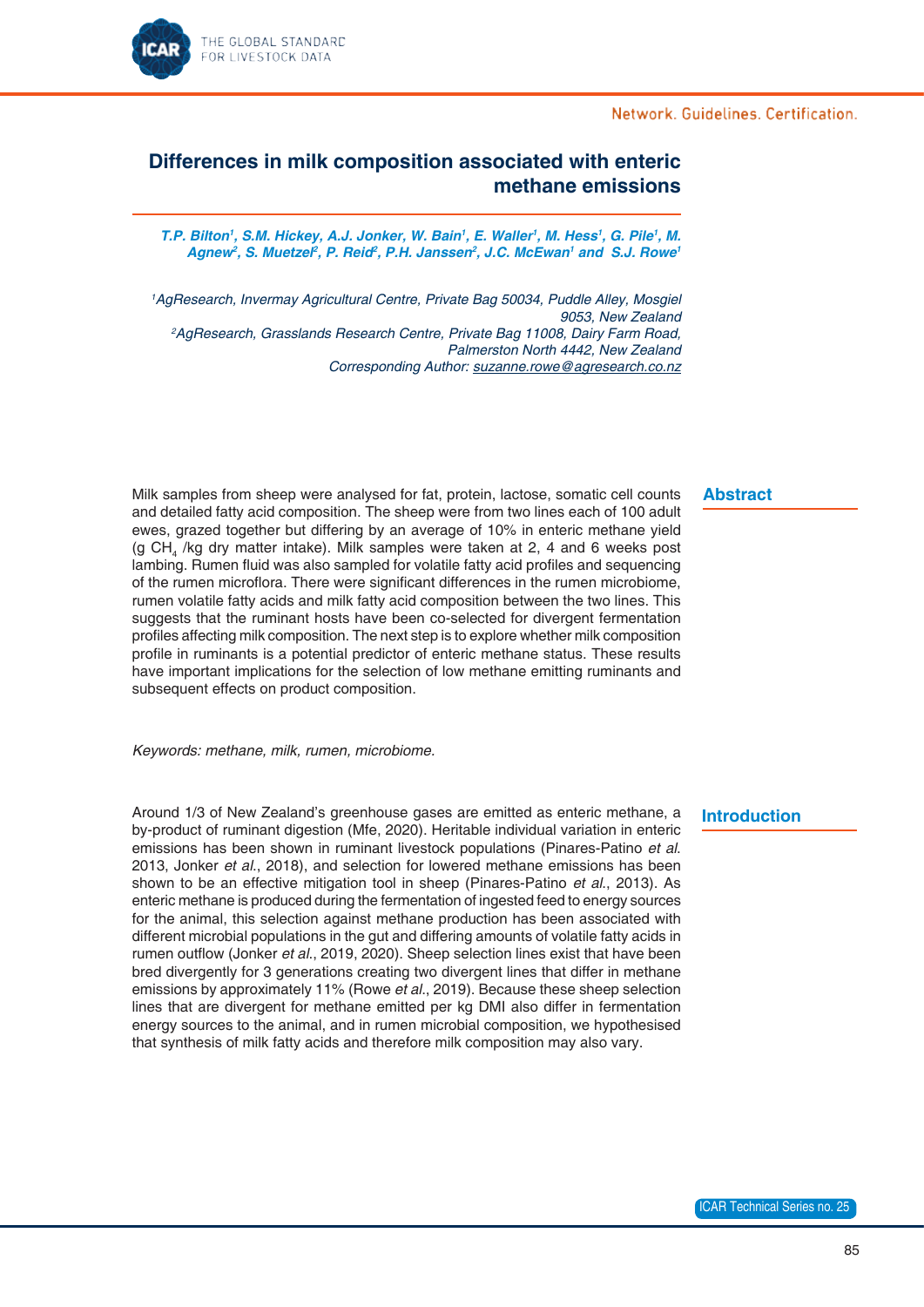# Differences in milk composition associated with enteric methane emissions

*T.P. Bilton[1], S.M. Hickey, A.J. Jonker, W. Bain[1], E. Waller[1], M. Hess[1], G. Pile[1], M. Agnew[2], S. Muetzel[2], P. Reid[2], P.H. Janssen[2], J.C. McEwan[1] and S.J. Rowe[1]*

*[1]AgResearch, Invermay Agricultural Centre, Private Bag 50034, Puddle Alley, Mosgiel 9053, New Zealand*
*[2]AgResearch, Grasslands Research Centre, Private Bag 11008, Dairy Farm Road, Palmerston North 4442, New Zealand*
*Corresponding Author: suzanne.rowe@agresearch.co.nz*

## Abstract

Milk samples from sheep were analysed for fat, protein, lactose, somatic cell counts and detailed fatty acid composition. The sheep were from two lines each of 100 adult ewes, grazed together but differing by an average of 10% in enteric methane yield (g $CH_4$ /kg dry matter intake). Milk samples were taken at 2, 4 and 6 weeks post lambing. Rumen fluid was also sampled for volatile fatty acid profiles and sequencing of the rumen microflora. There were significant differences in the rumen microbiome, rumen volatile fatty acids and milk fatty acid composition between the two lines. This suggests that the ruminant hosts have been co-selected for divergent fermentation profiles affecting milk composition. The next step is to explore whether milk composition profile in ruminants is a potential predictor of enteric methane status. These results have important implications for the selection of low methane emitting ruminants and subsequent effects on product composition.

*Keywords: methane, milk, rumen, microbiome.*

## Introduction

Around 1/3 of New Zealand's greenhouse gases are emitted as enteric methane, a by-product of ruminant digestion (Mfe, 2020). Heritable individual variation in enteric emissions has been shown in ruminant livestock populations (Pinares-Patino *et al.* 2013, Jonker *et al.*, 2018), and selection for lowered methane emissions has been shown to be an effective mitigation tool in sheep (Pinares-Patino *et al.*, 2013). As enteric methane is produced during the fermentation of ingested feed to energy sources for the animal, this selection against methane production has been associated with different microbial populations in the gut and differing amounts of volatile fatty acids in rumen outflow (Jonker *et al.*, 2019, 2020). Sheep selection lines exist that have been bred divergently for 3 generations creating two divergent lines that differ in methane emissions by approximately 11% (Rowe *et al.*, 2019). Because these sheep selection lines that are divergent for methane emitted per kg DMI also differ in fermentation energy sources to the animal, and in rumen microbial composition, we hypothesised that synthesis of milk fatty acids and therefore milk composition may also vary.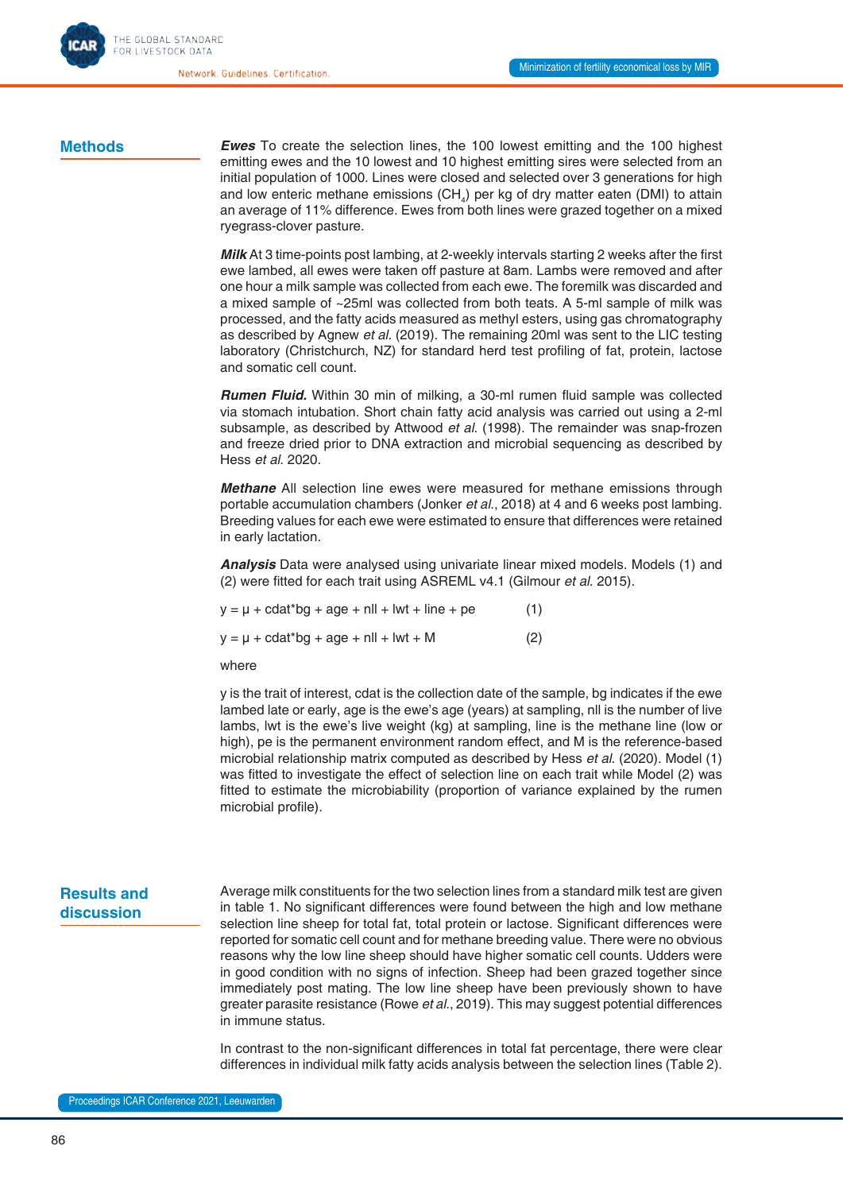## Methods

***Ewes*** To create the selection lines, the 100 lowest emitting and the 100 highest emitting ewes and the 10 lowest and 10 highest emitting sires were selected from an initial population of 1000. Lines were closed and selected over 3 generations for high and low enteric methane emissions ($CH_4$) per kg of dry matter eaten (DMI) to attain an average of 11% difference. Ewes from both lines were grazed together on a mixed ryegrass-clover pasture.

***Milk*** At 3 time-points post lambing, at 2-weekly intervals starting 2 weeks after the first ewe lambed, all ewes were taken off pasture at 8am. Lambs were removed and after one hour a milk sample was collected from each ewe. The foremilk was discarded and a mixed sample of ~25ml was collected from both teats. A 5-ml sample of milk was processed, and the fatty acids measured as methyl esters, using gas chromatography as described by Agnew *et al.* (2019). The remaining 20ml was sent to the LIC testing laboratory (Christchurch, NZ) for standard herd test profiling of fat, protein, lactose and somatic cell count.

***Rumen Fluid.*** Within 30 min of milking, a 30-ml rumen fluid sample was collected via stomach intubation. Short chain fatty acid analysis was carried out using a 2-ml subsample, as described by Attwood *et al.* (1998). The remainder was snap-frozen and freeze dried prior to DNA extraction and microbial sequencing as described by Hess *et al.* 2020.

***Methane*** All selection line ewes were measured for methane emissions through portable accumulation chambers (Jonker *et al.*, 2018) at 4 and 6 weeks post lambing. Breeding values for each ewe were estimated to ensure that differences were retained in early lactation.

***Analysis*** Data were analysed using univariate linear mixed models. Models (1) and (2) were fitted for each trait using ASREML v4.1 (Gilmour *et al.* 2015).

$$y = \mu + cdat*bg + age + nll + lwt + line + pe \qquad (1)$$

$$y = \mu + cdat*bg + age + nll + lwt + M \qquad (2)$$

where

y is the trait of interest, cdat is the collection date of the sample, bg indicates if the ewe lambed late or early, age is the ewe's age (years) at sampling, nll is the number of live lambs, lwt is the ewe's live weight (kg) at sampling, line is the methane line (low or high), pe is the permanent environment random effect, and M is the reference-based microbial relationship matrix computed as described by Hess *et al.* (2020). Model (1) was fitted to investigate the effect of selection line on each trait while Model (2) was fitted to estimate the microbiability (proportion of variance explained by the rumen microbial profile).

## Results and discussion

Average milk constituents for the two selection lines from a standard milk test are given in table 1. No significant differences were found between the high and low methane selection line sheep for total fat, total protein or lactose. Significant differences were reported for somatic cell count and for methane breeding value. There were no obvious reasons why the low line sheep should have higher somatic cell counts. Udders were in good condition with no signs of infection. Sheep had been grazed together since immediately post mating. The low line sheep have been previously shown to have greater parasite resistance (Rowe *et al.*, 2019). This may suggest potential differences in immune status.

In contrast to the non-significant differences in total fat percentage, there were clear differences in individual milk fatty acids analysis between the selection lines (Table 2).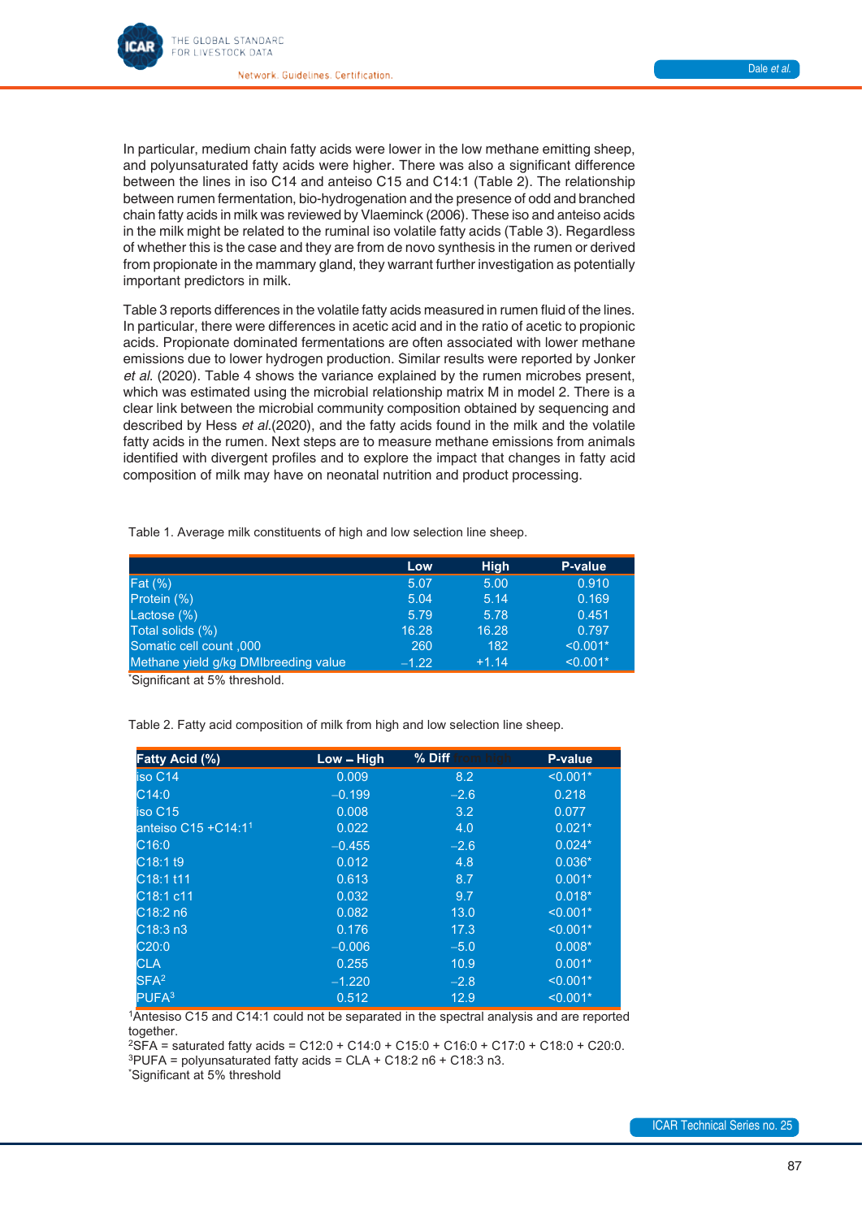In particular, medium chain fatty acids were lower in the low methane emitting sheep, and polyunsaturated fatty acids were higher. There was also a significant difference between the lines in iso C14 and anteiso C15 and C14:1 (Table 2). The relationship between rumen fermentation, bio-hydrogenation and the presence of odd and branched chain fatty acids in milk was reviewed by Vlaeminck (2006). These iso and anteiso acids in the milk might be related to the ruminal iso volatile fatty acids (Table 3). Regardless of whether this is the case and they are from de novo synthesis in the rumen or derived from propionate in the mammary gland, they warrant further investigation as potentially important predictors in milk.

Table 3 reports differences in the volatile fatty acids measured in rumen fluid of the lines. In particular, there were differences in acetic acid and in the ratio of acetic to propionic acids. Propionate dominated fermentations are often associated with lower methane emissions due to lower hydrogen production. Similar results were reported by Jonker *et al.* (2020). Table 4 shows the variance explained by the rumen microbes present, which was estimated using the microbial relationship matrix M in model 2. There is a clear link between the microbial community composition obtained by sequencing and described by Hess *et al.*(2020), and the fatty acids found in the milk and the volatile fatty acids in the rumen. Next steps are to measure methane emissions from animals identified with divergent profiles and to explore the impact that changes in fatty acid composition of milk may have on neonatal nutrition and product processing.

Table 1. Average milk constituents of high and low selection line sheep.

| | Low | High | P-value |
|---|---|---|---|
| Fat (%) | 5.07 | 5.00 | 0.910 |
| Protein (%) | 5.04 | 5.14 | 0.169 |
| Lactose (%) | 5.79 | 5.78 | 0.451 |
| Total solids (%) | 16.28 | 16.28 | 0.797 |
| Somatic cell count ,000 | 260 | 182 | <0.001* |
| Methane yield g/kg DMIbreeding value | −1.22 | +1.14 | <0.001* |

*Significant at 5% threshold.

Table 2. Fatty acid composition of milk from high and low selection line sheep.

| Fatty Acid (%) | Low – High | % Diff | P-value |
|---|---|---|---|
| iso C14 | 0.009 | 8.2 | <0.001* |
| C14:0 | −0.199 | −2.6 | 0.218 |
| iso C15 | 0.008 | 3.2 | 0.077 |
| anteiso C15 +C14:1[1] | 0.022 | 4.0 | 0.021* |
| C16:0 | −0.455 | −2.6 | 0.024* |
| C18:1 t9 | 0.012 | 4.8 | 0.036* |
| C18:1 t11 | 0.613 | 8.7 | 0.001* |
| C18:1 c11 | 0.032 | 9.7 | 0.018* |
| C18:2 n6 | 0.082 | 13.0 | <0.001* |
| C18:3 n3 | 0.176 | 17.3 | <0.001* |
| C20:0 | −0.006 | −5.0 | 0.008* |
| CLA | 0.255 | 10.9 | 0.001* |
| SFA[2] | −1.220 | −2.8 | <0.001* |
| PUFA[3] | 0.512 | 12.9 | <0.001* |

[1]Antesiso C15 and C14:1 could not be separated in the spectral analysis and are reported together.
[2]SFA = saturated fatty acids = C12:0 + C14:0 + C15:0 + C16:0 + C17:0 + C18:0 + C20:0.
[3]PUFA = polyunsaturated fatty acids = CLA + C18:2 n6 + C18:3 n3.
*Significant at 5% threshold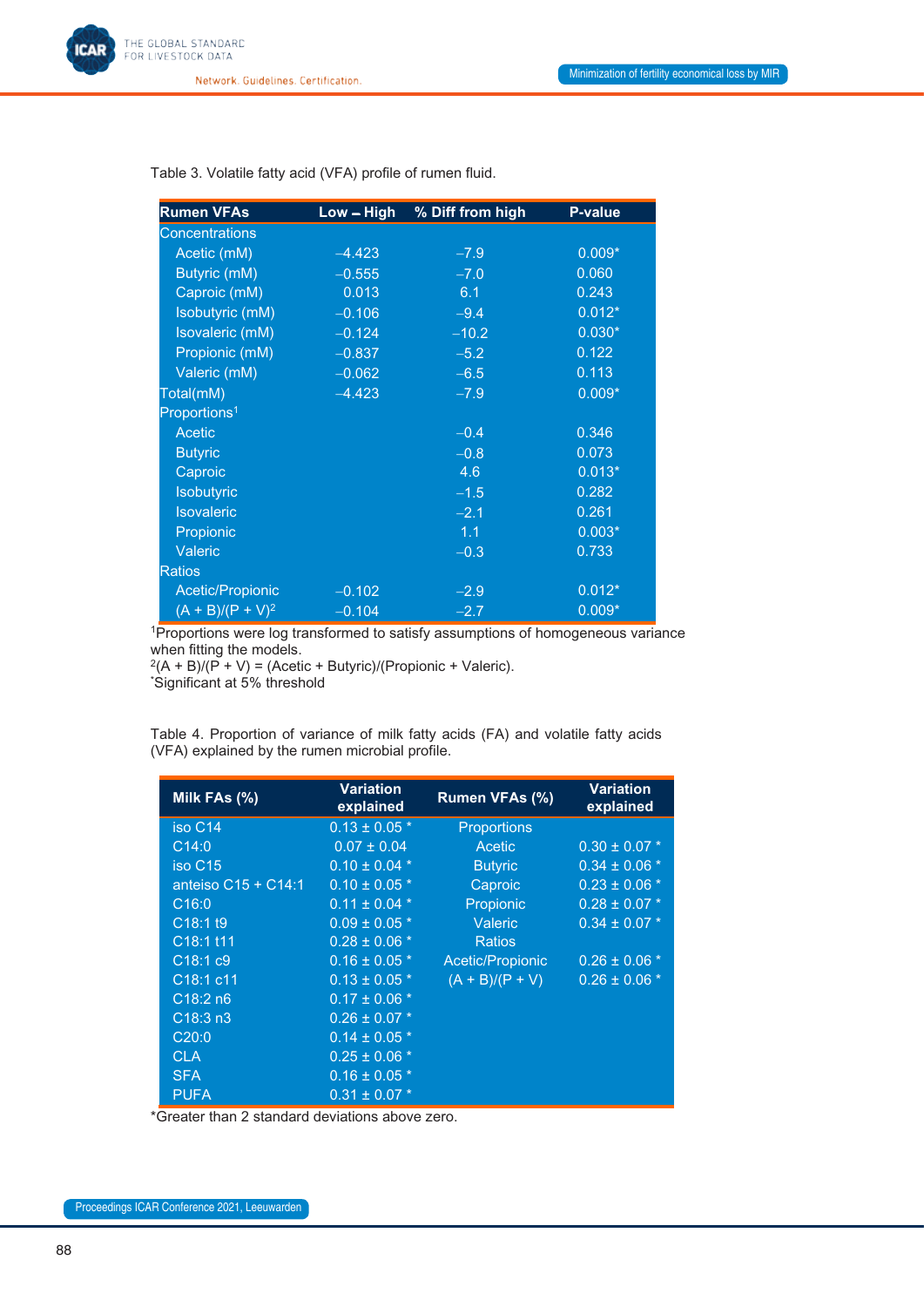Table 3. Volatile fatty acid (VFA) profile of rumen fluid.

| Rumen VFAs | Low – High | % Diff from high | P-value |
|---|---|---|---|
| Concentrations | | | |
| Acetic (mM) | −4.423 | −7.9 | 0.009* |
| Butyric (mM) | −0.555 | −7.0 | 0.060 |
| Caproic (mM) | 0.013 | 6.1 | 0.243 |
| Isobutyric (mM) | −0.106 | −9.4 | 0.012* |
| Isovaleric (mM) | −0.124 | −10.2 | 0.030* |
| Propionic (mM) | −0.837 | −5.2 | 0.122 |
| Valeric (mM) | −0.062 | −6.5 | 0.113 |
| Total(mM) | −4.423 | −7.9 | 0.009* |
| Proportions[1] | | | |
| Acetic | | −0.4 | 0.346 |
| Butyric | | −0.8 | 0.073 |
| Caproic | | 4.6 | 0.013* |
| Isobutyric | | −1.5 | 0.282 |
| Isovaleric | | −2.1 | 0.261 |
| Propionic | | 1.1 | 0.003* |
| Valeric | | −0.3 | 0.733 |
| Ratios | | | |
| Acetic/Propionic | −0.102 | −2.9 | 0.012* |
| (A + B)/(P + V)[2] | −0.104 | −2.7 | 0.009* |

[1]Proportions were log transformed to satisfy assumptions of homogeneous variance when fitting the models.
[2](A + B)/(P + V) = (Acetic + Butyric)/(Propionic + Valeric).
*Significant at 5% threshold

Table 4. Proportion of variance of milk fatty acids (FA) and volatile fatty acids (VFA) explained by the rumen microbial profile.

| Milk FAs (%) | Variation explained | Rumen VFAs (%) | Variation explained |
|---|---|---|---|
| iso C14 | 0.13 ± 0.05 * | Proportions | |
| C14:0 | 0.07 ± 0.04 | Acetic | 0.30 ± 0.07 * |
| iso C15 | 0.10 ± 0.04 * | Butyric | 0.34 ± 0.06 * |
| anteiso C15 + C14:1 | 0.10 ± 0.05 * | Caproic | 0.23 ± 0.06 * |
| C16:0 | 0.11 ± 0.04 * | Propionic | 0.28 ± 0.07 * |
| C18:1 t9 | 0.09 ± 0.05 * | Valeric | 0.34 ± 0.07 * |
| C18:1 t11 | 0.28 ± 0.06 * | Ratios | |
| C18:1 c9 | 0.16 ± 0.05 * | Acetic/Propionic | 0.26 ± 0.06 * |
| C18:1 c11 | 0.13 ± 0.05 * | (A + B)/(P + V) | 0.26 ± 0.06 * |
| C18:2 n6 | 0.17 ± 0.06 * | | |
| C18:3 n3 | 0.26 ± 0.07 * | | |
| C20:0 | 0.14 ± 0.05 * | | |
| CLA | 0.25 ± 0.06 * | | |
| SFA | 0.16 ± 0.05 * | | |
| PUFA | 0.31 ± 0.07 * | | |

*Greater than 2 standard deviations above zero.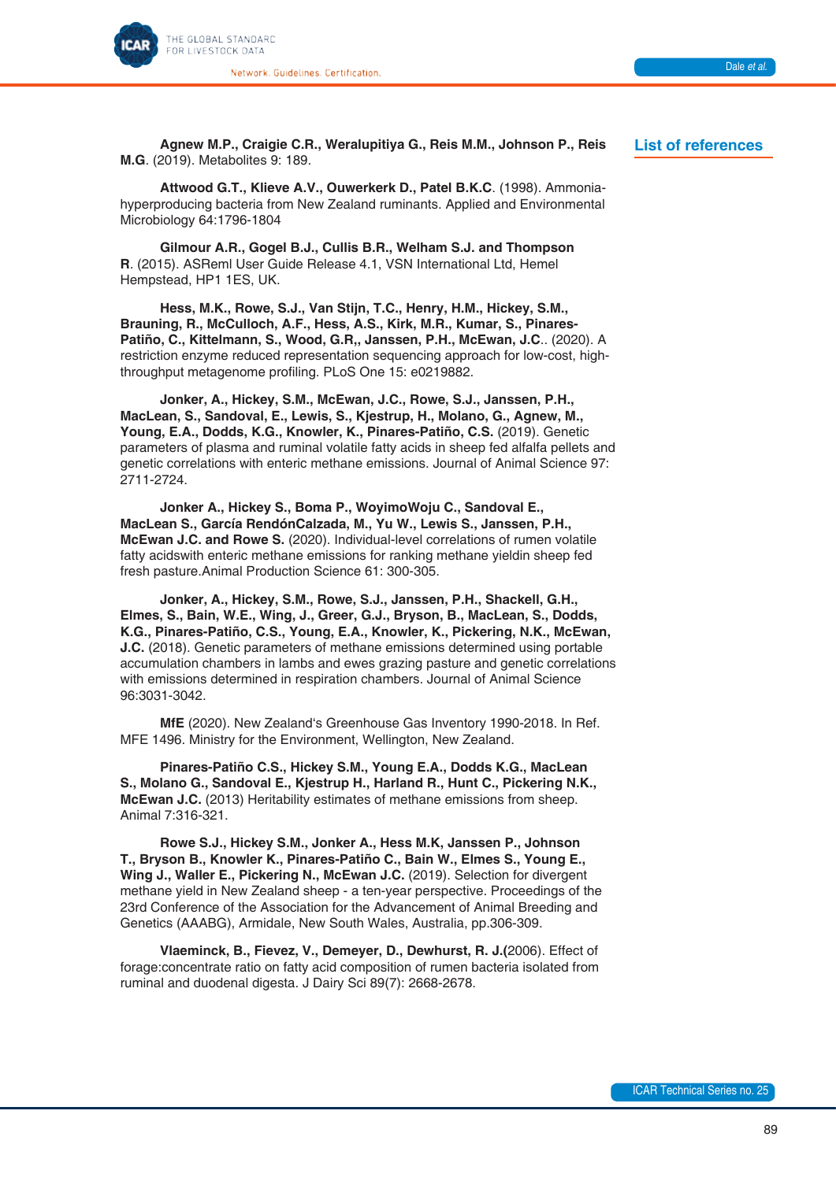## List of references

**Agnew M.P., Craigie C.R., Weralupitiya G., Reis M.M., Johnson P., Reis M.G**. (2019). Metabolites 9: 189.

**Attwood G.T., Klieve A.V., Ouwerkerk D., Patel B.K.C**. (1998). Ammonia-hyperproducing bacteria from New Zealand ruminants. Applied and Environmental Microbiology 64:1796-1804

**Gilmour A.R., Gogel B.J., Cullis B.R., Welham S.J. and Thompson R**. (2015). ASReml User Guide Release 4.1, VSN International Ltd, Hemel Hempstead, HP1 1ES, UK.

**Hess, M.K., Rowe, S.J., Van Stijn, T.C., Henry, H.M., Hickey, S.M., Brauning, R., McCulloch, A.F., Hess, A.S., Kirk, M.R., Kumar, S., Pinares-Patiño, C., Kittelmann, S., Wood, G.R,, Janssen, P.H., McEwan, J.C**.. (2020). A restriction enzyme reduced representation sequencing approach for low-cost, high-throughput metagenome profiling. PLoS One 15: e0219882.

**Jonker, A., Hickey, S.M., McEwan, J.C., Rowe, S.J., Janssen, P.H., MacLean, S., Sandoval, E., Lewis, S., Kjestrup, H., Molano, G., Agnew, M., Young, E.A., Dodds, K.G., Knowler, K., Pinares-Patiño, C.S.** (2019). Genetic parameters of plasma and ruminal volatile fatty acids in sheep fed alfalfa pellets and genetic correlations with enteric methane emissions. Journal of Animal Science 97: 2711-2724.

**Jonker A., Hickey S., Boma P., WoyimoWoju C., Sandoval E., MacLean S., García RendónCalzada, M., Yu W., Lewis S., Janssen, P.H., McEwan J.C. and Rowe S.** (2020). Individual-level correlations of rumen volatile fatty acidswith enteric methane emissions for ranking methane yieldin sheep fed fresh pasture.Animal Production Science 61: 300-305.

**Jonker, A., Hickey, S.M., Rowe, S.J., Janssen, P.H., Shackell, G.H., Elmes, S., Bain, W.E., Wing, J., Greer, G.J., Bryson, B., MacLean, S., Dodds, K.G., Pinares-Patiño, C.S., Young, E.A., Knowler, K., Pickering, N.K., McEwan, J.C.** (2018). Genetic parameters of methane emissions determined using portable accumulation chambers in lambs and ewes grazing pasture and genetic correlations with emissions determined in respiration chambers. Journal of Animal Science 96:3031-3042.

**MfE** (2020). New Zealand's Greenhouse Gas Inventory 1990-2018. In Ref. MFE 1496. Ministry for the Environment, Wellington, New Zealand.

**Pinares-Patiño C.S., Hickey S.M., Young E.A., Dodds K.G., MacLean S., Molano G., Sandoval E., Kjestrup H., Harland R., Hunt C., Pickering N.K., McEwan J.C.** (2013) Heritability estimates of methane emissions from sheep. Animal 7:316-321.

**Rowe S.J., Hickey S.M., Jonker A., Hess M.K, Janssen P., Johnson T., Bryson B., Knowler K., Pinares-Patiño C., Bain W., Elmes S., Young E., Wing J., Waller E., Pickering N., McEwan J.C.** (2019). Selection for divergent methane yield in New Zealand sheep - a ten-year perspective. Proceedings of the 23rd Conference of the Association for the Advancement of Animal Breeding and Genetics (AAABG), Armidale, New South Wales, Australia, pp.306-309.

**Vlaeminck, B., Fievez, V., Demeyer, D., Dewhurst, R. J.(**2006). Effect of forage:concentrate ratio on fatty acid composition of rumen bacteria isolated from ruminal and duodenal digesta. J Dairy Sci 89(7): 2668-2678.